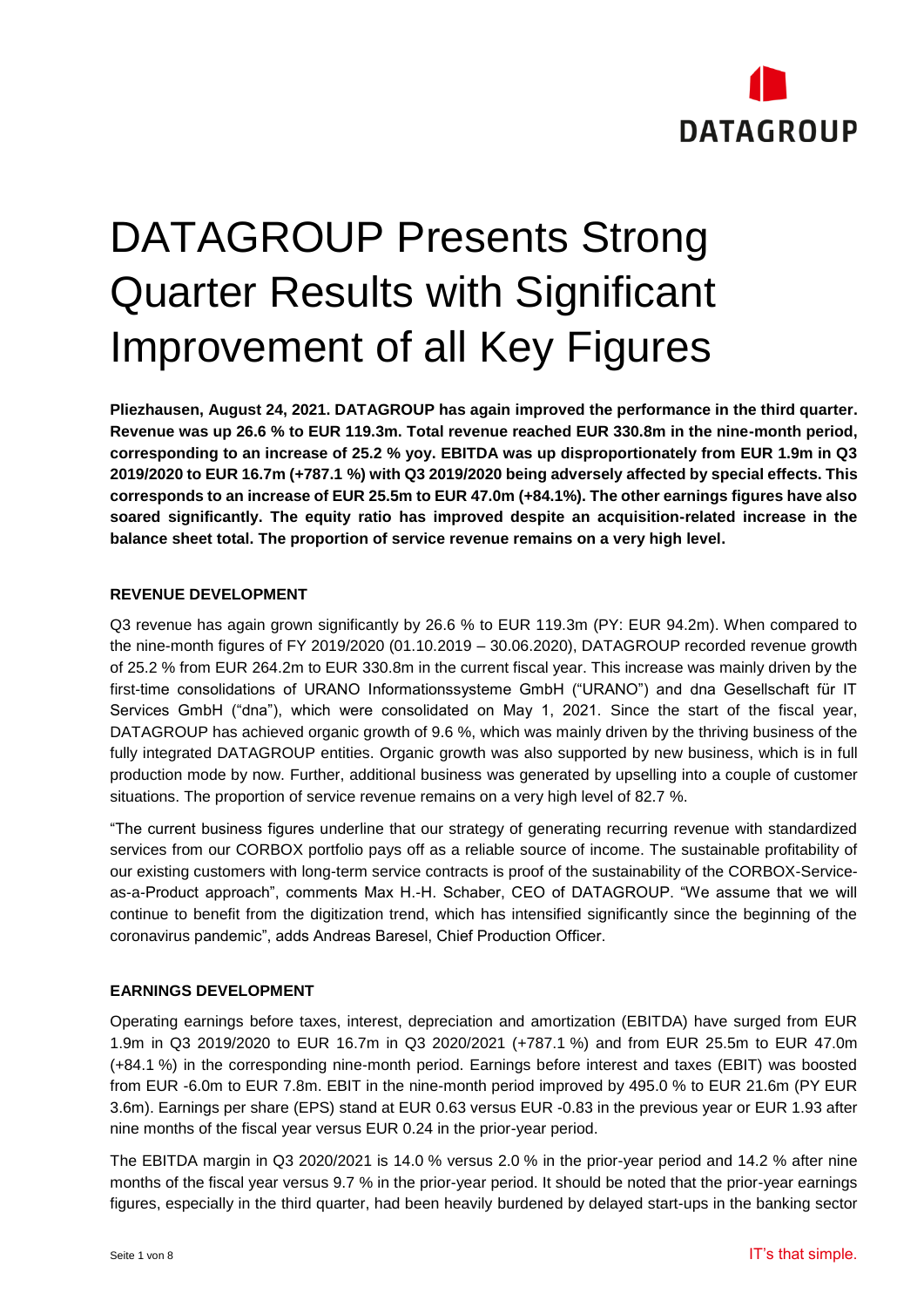# DATAGROUP Presents Strong Quarter Results with Significant Improvement of all Key Figures

**Pliezhausen, August 24, 2021. DATAGROUP has again improved the performance in the third quarter. Revenue was up 26.6 % to EUR 119.3m. Total revenue reached EUR 330.8m in the nine-month period, corresponding to an increase of 25.2 % yoy. EBITDA was up disproportionately from EUR 1.9m in Q3 2019/2020 to EUR 16.7m (+787.1 %) with Q3 2019/2020 being adversely affected by special effects. This corresponds to an increase of EUR 25.5m to EUR 47.0m (+84.1%). The other earnings figures have also soared significantly. The equity ratio has improved despite an acquisition-related increase in the balance sheet total. The proportion of service revenue remains on a very high level.**

## REVENUE DEVELOPMENT

Q3 revenue has again grown significantly by 26.6 % to EUR 119.3m (PY: EUR 94.2m). When compared to the nine-month figures of FY 2019/2020 (01.10.2019 – 30.06.2020), DATAGROUP recorded revenue growth of 25.2 % from EUR 264.2m to EUR 330.8m in the current fiscal year. This increase was mainly driven by the first-time consolidations of URANO Informationssysteme GmbH ("URANO") and dna Gesellschaft für IT Services GmbH ("dna"), which were consolidated on May 1, 2021. Since the start of the fiscal year, DATAGROUP has achieved organic growth of 9.6 %, which was mainly driven by the thriving business of the fully integrated DATAGROUP entities. Organic growth was also supported by new business, which is in full production mode by now. Further, additional business was generated by upselling into a couple of customer situations. The proportion of service revenue remains on a very high level of 82.7 %.

"The current business figures underline that our strategy of generating recurring revenue with standardized services from our CORBOX portfolio pays off as a reliable source of income. The sustainable profitability of our existing customers with long-term service contracts is proof of the sustainability of the CORBOX-Service-as-a-Product approach", comments Max H.-H. Schaber, CEO of DATAGROUP. "We assume that we will continue to benefit from the digitization trend, which has intensified significantly since the beginning of the coronavirus pandemic", adds Andreas Baresel, Chief Production Officer.

## EARNINGS DEVELOPMENT

Operating earnings before taxes, interest, depreciation and amortization (EBITDA) have surged from EUR 1.9m in Q3 2019/2020 to EUR 16.7m in Q3 2020/2021 (+787.1 %) and from EUR 25.5m to EUR 47.0m (+84.1 %) in the corresponding nine-month period. Earnings before interest and taxes (EBIT) was boosted from EUR -6.0m to EUR 7.8m. EBIT in the nine-month period improved by 495.0 % to EUR 21.6m (PY EUR 3.6m). Earnings per share (EPS) stand at EUR 0.63 versus EUR -0.83 in the previous year or EUR 1.93 after nine months of the fiscal year versus EUR 0.24 in the prior-year period.

The EBITDA margin in Q3 2020/2021 is 14.0 % versus 2.0 % in the prior-year period and 14.2 % after nine months of the fiscal year versus 9.7 % in the prior-year period. It should be noted that the prior-year earnings figures, especially in the third quarter, had been heavily burdened by delayed start-ups in the banking sector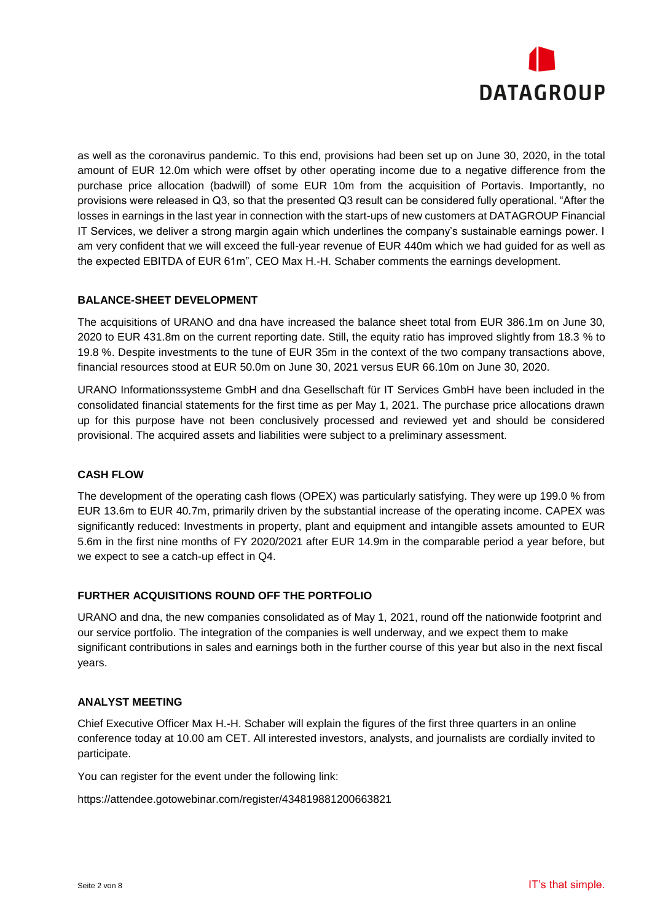as well as the coronavirus pandemic. To this end, provisions had been set up on June 30, 2020, in the total amount of EUR 12.0m which were offset by other operating income due to a negative difference from the purchase price allocation (badwill) of some EUR 10m from the acquisition of Portavis. Importantly, no provisions were released in Q3, so that the presented Q3 result can be considered fully operational. “After the losses in earnings in the last year in connection with the start-ups of new customers at DATAGROUP Financial IT Services, we deliver a strong margin again which underlines the company’s sustainable earnings power. I am very confident that we will exceed the full-year revenue of EUR 440m which we had guided for as well as the expected EBITDA of EUR 61m”, CEO Max H.-H. Schaber comments the earnings development.

**BALANCE-SHEET DEVELOPMENT**

The acquisitions of URANO and dna have increased the balance sheet total from EUR 386.1m on June 30, 2020 to EUR 431.8m on the current reporting date. Still, the equity ratio has improved slightly from 18.3 % to 19.8 %. Despite investments to the tune of EUR 35m in the context of the two company transactions above, financial resources stood at EUR 50.0m on June 30, 2021 versus EUR 66.10m on June 30, 2020.

URANO Informationssysteme GmbH and dna Gesellschaft für IT Services GmbH have been included in the consolidated financial statements for the first time as per May 1, 2021. The purchase price allocations drawn up for this purpose have not been conclusively processed and reviewed yet and should be considered provisional. The acquired assets and liabilities were subject to a preliminary assessment.

**CASH FLOW**

The development of the operating cash flows (OPEX) was particularly satisfying. They were up 199.0 % from EUR 13.6m to EUR 40.7m, primarily driven by the substantial increase of the operating income. CAPEX was significantly reduced: Investments in property, plant and equipment and intangible assets amounted to EUR 5.6m in the first nine months of FY 2020/2021 after EUR 14.9m in the comparable period a year before, but we expect to see a catch-up effect in Q4.

**FURTHER ACQUISITIONS ROUND OFF THE PORTFOLIO**

URANO and dna, the new companies consolidated as of May 1, 2021, round off the nationwide footprint and our service portfolio. The integration of the companies is well underway, and we expect them to make significant contributions in sales and earnings both in the further course of this year but also in the next fiscal years.

**ANALYST MEETING**

Chief Executive Officer Max H.-H. Schaber will explain the figures of the first three quarters in an online conference today at 10.00 am CET. All interested investors, analysts, and journalists are cordially invited to participate.

You can register for the event under the following link:

https://attendee.gotowebinar.com/register/434819881200663821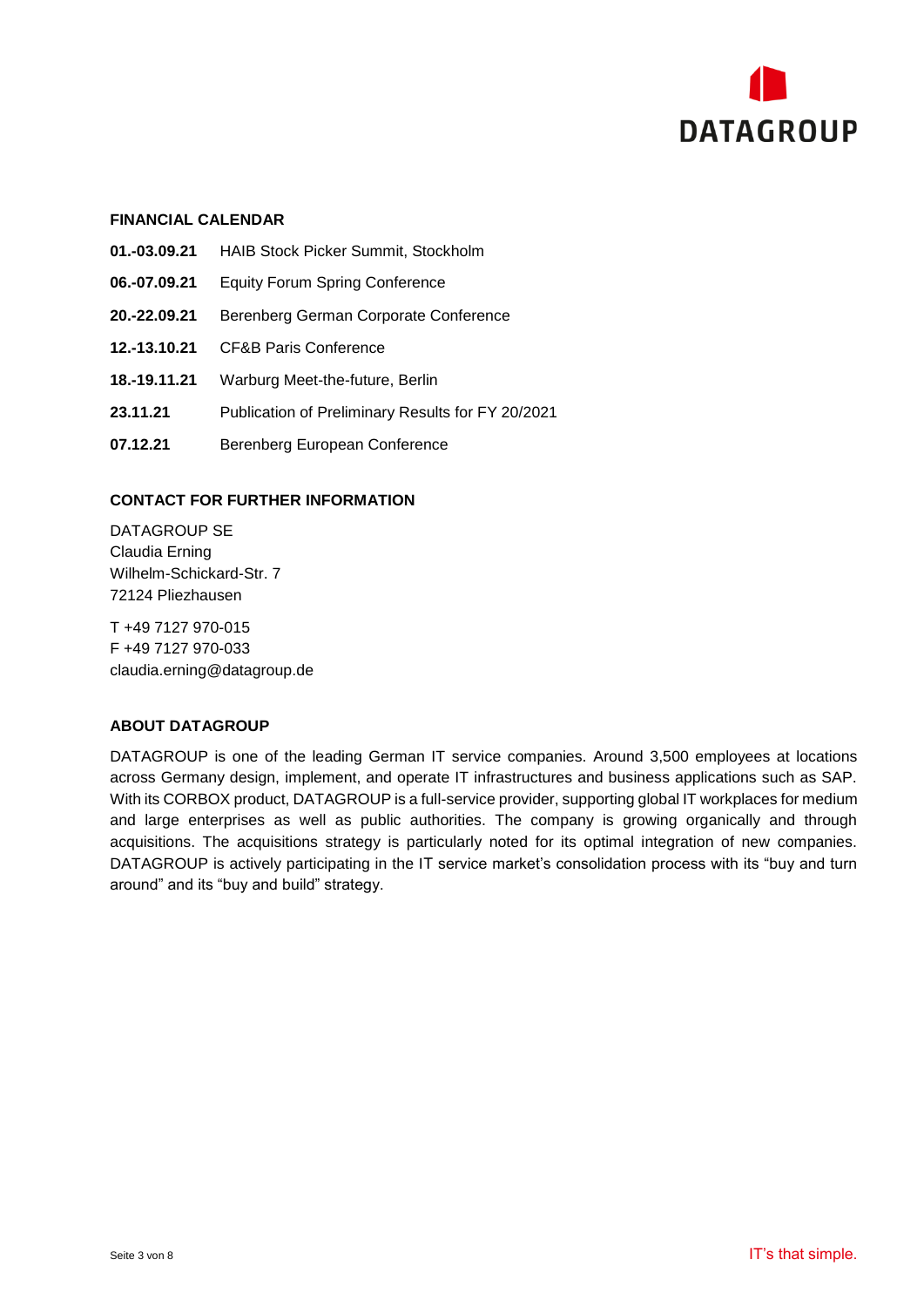## FINANCIAL CALENDAR

| | |
|---|---|
| **01.-03.09.21** | HAIB Stock Picker Summit, Stockholm |
| **06.-07.09.21** | Equity Forum Spring Conference |
| **20.-22.09.21** | Berenberg German Corporate Conference |
| **12.-13.10.21** | CF&B Paris Conference |
| **18.-19.11.21** | Warburg Meet-the-future, Berlin |
| **23.11.21** | Publication of Preliminary Results for FY 20/2021 |
| **07.12.21** | Berenberg European Conference |

## CONTACT FOR FURTHER INFORMATION

DATAGROUP SE
Claudia Erning
Wilhelm-Schickard-Str. 7
72124 Pliezhausen

T +49 7127 970-015
F +49 7127 970-033
claudia.erning@datagroup.de

## ABOUT DATAGROUP

DATAGROUP is one of the leading German IT service companies. Around 3,500 employees at locations across Germany design, implement, and operate IT infrastructures and business applications such as SAP. With its CORBOX product, DATAGROUP is a full-service provider, supporting global IT workplaces for medium and large enterprises as well as public authorities. The company is growing organically and through acquisitions. The acquisitions strategy is particularly noted for its optimal integration of new companies. DATAGROUP is actively participating in the IT service market's consolidation process with its "buy and turn around" and its "buy and build" strategy.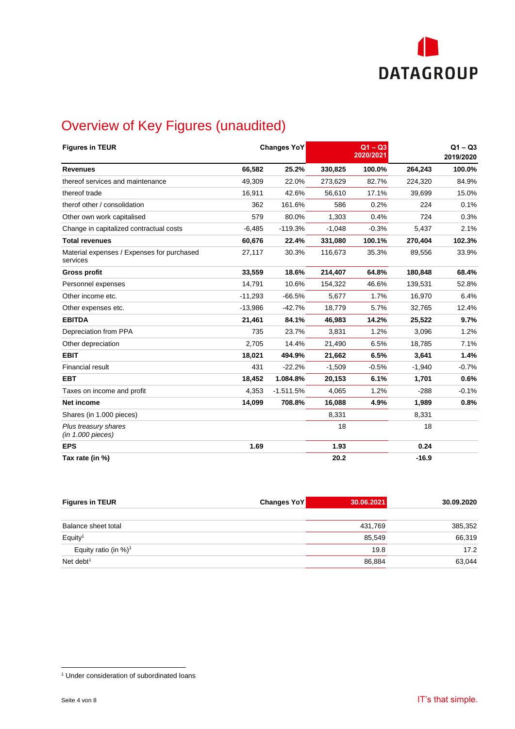# Overview of Key Figures (unaudited)

| Figures in TEUR | Changes YoY | | Q1 – Q3 2020/2021 | | Q1 – Q3 2019/2020 | |
|---|---|---|---|---|---|---|
| **Revenues** | **66,582** | **25.2%** | **330,825** | **100.0%** | **264,243** | **100.0%** |
| thereof services and maintenance | 49,309 | 22.0% | 273,629 | 82.7% | 224,320 | 84.9% |
| thereof trade | 16,911 | 42.6% | 56,610 | 17.1% | 39,699 | 15.0% |
| therof other / consolidation | 362 | 161.6% | 586 | 0.2% | 224 | 0.1% |
| Other own work capitalised | 579 | 80.0% | 1,303 | 0.4% | 724 | 0.3% |
| Change in capitalized contractual costs | -6,485 | -119.3% | -1,048 | -0.3% | 5,437 | 2.1% |
| **Total revenues** | **60,676** | **22.4%** | **331,080** | **100.1%** | **270,404** | **102.3%** |
| Material expenses / Expenses for purchased services | 27,117 | 30.3% | 116,673 | 35.3% | 89,556 | 33.9% |
| **Gross profit** | **33,559** | **18.6%** | **214,407** | **64.8%** | **180,848** | **68.4%** |
| Personnel expenses | 14,791 | 10.6% | 154,322 | 46.6% | 139,531 | 52.8% |
| Other income etc. | -11,293 | -66.5% | 5,677 | 1.7% | 16,970 | 6.4% |
| Other expenses etc. | -13,986 | -42.7% | 18,779 | 5.7% | 32,765 | 12.4% |
| **EBITDA** | **21,461** | **84.1%** | **46,983** | **14.2%** | **25,522** | **9.7%** |
| Depreciation from PPA | 735 | 23.7% | 3,831 | 1.2% | 3,096 | 1.2% |
| Other depreciation | 2,705 | 14.4% | 21,490 | 6.5% | 18,785 | 7.1% |
| **EBIT** | **18,021** | **494.9%** | **21,662** | **6.5%** | **3,641** | **1.4%** |
| Financial result | 431 | -22.2% | -1,509 | -0.5% | -1,940 | -0.7% |
| **EBT** | **18,452** | **1.084.8%** | **20,153** | **6.1%** | **1,701** | **0.6%** |
| Taxes on income and profit | 4,353 | -1.511.5% | 4,065 | 1.2% | -288 | -0.1% |
| **Net income** | **14,099** | **708.8%** | **16,088** | **4.9%** | **1,989** | **0.8%** |
| Shares (in 1.000 pieces) | | | 8,331 | | 8,331 | |
| *Plus treasury shares (in 1.000 pieces)* | | | 18 | | 18 | |
| **EPS** | **1.69** | | **1.93** | | **0.24** | |
| **Tax rate (in %)** | | | **20.2** | | **-16.9** | |

| Figures in TEUR | Changes YoY | 30.06.2021 | 30.09.2020 |
|---|---|---|---|
| Balance sheet total | | 431,769 | 385,352 |
| Equity[1] | | 85,549 | 66,319 |
| Equity ratio (in %)[1] | | 19.8 | 17.2 |
| Net debt[1] | | 86,884 | 63,044 |

[1] Under consideration of subordinated loans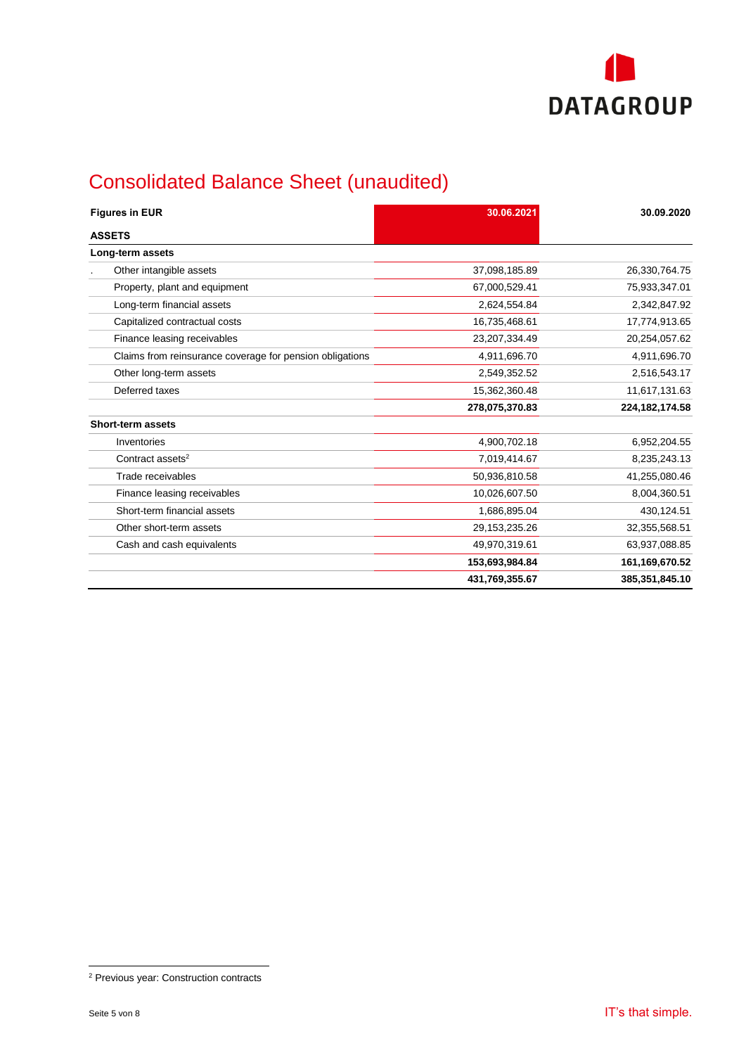# Consolidated Balance Sheet (unaudited)

| Figures in EUR | 30.06.2021 | 30.09.2020 |
|---|---|---|
| **ASSETS** | | |
| **Long-term assets** | | |
| Other intangible assets | 37,098,185.89 | 26,330,764.75 |
| Property, plant and equipment | 67,000,529.41 | 75,933,347.01 |
| Long-term financial assets | 2,624,554.84 | 2,342,847.92 |
| Capitalized contractual costs | 16,735,468.61 | 17,774,913.65 |
| Finance leasing receivables | 23,207,334.49 | 20,254,057.62 |
| Claims from reinsurance coverage for pension obligations | 4,911,696.70 | 4,911,696.70 |
| Other long-term assets | 2,549,352.52 | 2,516,543.17 |
| Deferred taxes | 15,362,360.48 | 11,617,131.63 |
| | **278,075,370.83** | **224,182,174.58** |
| **Short-term assets** | | |
| Inventories | 4,900,702.18 | 6,952,204.55 |
| Contract assets[2] | 7,019,414.67 | 8,235,243.13 |
| Trade receivables | 50,936,810.58 | 41,255,080.46 |
| Finance leasing receivables | 10,026,607.50 | 8,004,360.51 |
| Short-term financial assets | 1,686,895.04 | 430,124.51 |
| Other short-term assets | 29,153,235.26 | 32,355,568.51 |
| Cash and cash equivalents | 49,970,319.61 | 63,937,088.85 |
| | **153,693,984.84** | **161,169,670.52** |
| | **431,769,355.67** | **385,351,845.10** |

[2] Previous year: Construction contracts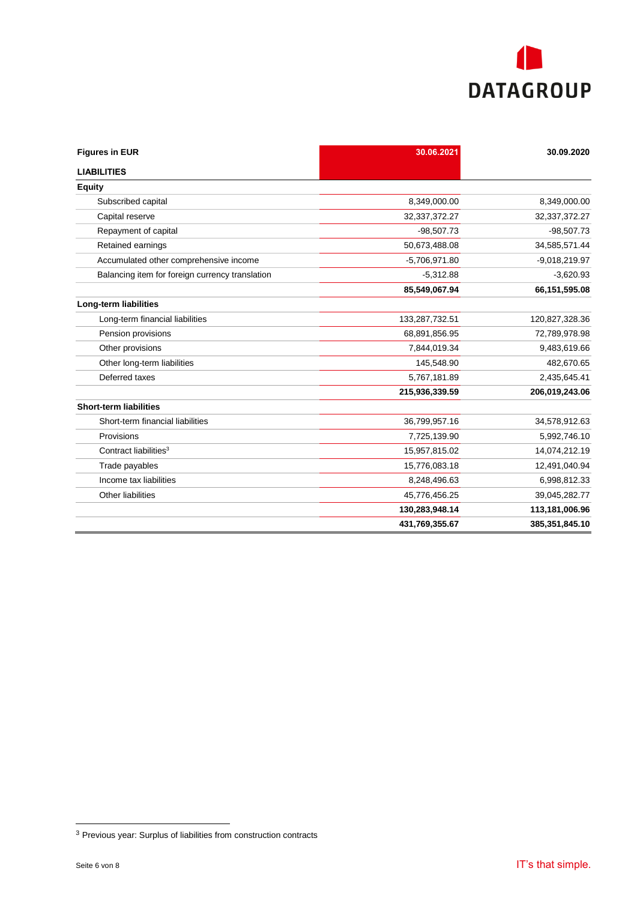| Figures in EUR | 30.06.2021 | 30.09.2020 |
|---|---|---|
| **LIABILITIES** | | |
| **Equity** | | |
| Subscribed capital | 8,349,000.00 | 8,349,000.00 |
| Capital reserve | 32,337,372.27 | 32,337,372.27 |
| Repayment of capital | -98,507.73 | -98,507.73 |
| Retained earnings | 50,673,488.08 | 34,585,571.44 |
| Accumulated other comprehensive income | -5,706,971.80 | -9,018,219.97 |
| Balancing item for foreign currency translation | -5,312.88 | -3,620.93 |
| | **85,549,067.94** | **66,151,595.08** |
| **Long-term liabilities** | | |
| Long-term financial liabilities | 133,287,732.51 | 120,827,328.36 |
| Pension provisions | 68,891,856.95 | 72,789,978.98 |
| Other provisions | 7,844,019.34 | 9,483,619.66 |
| Other long-term liabilities | 145,548.90 | 482,670.65 |
| Deferred taxes | 5,767,181.89 | 2,435,645.41 |
| | **215,936,339.59** | **206,019,243.06** |
| **Short-term liabilities** | | |
| Short-term financial liabilities | 36,799,957.16 | 34,578,912.63 |
| Provisions | 7,725,139.90 | 5,992,746.10 |
| Contract liabilities[3] | 15,957,815.02 | 14,074,212.19 |
| Trade payables | 15,776,083.18 | 12,491,040.94 |
| Income tax liabilities | 8,248,496.63 | 6,998,812.33 |
| Other liabilities | 45,776,456.25 | 39,045,282.77 |
| | **130,283,948.14** | **113,181,006.96** |
| | **431,769,355.67** | **385,351,845.10** |

[3] Previous year: Surplus of liabilities from construction contracts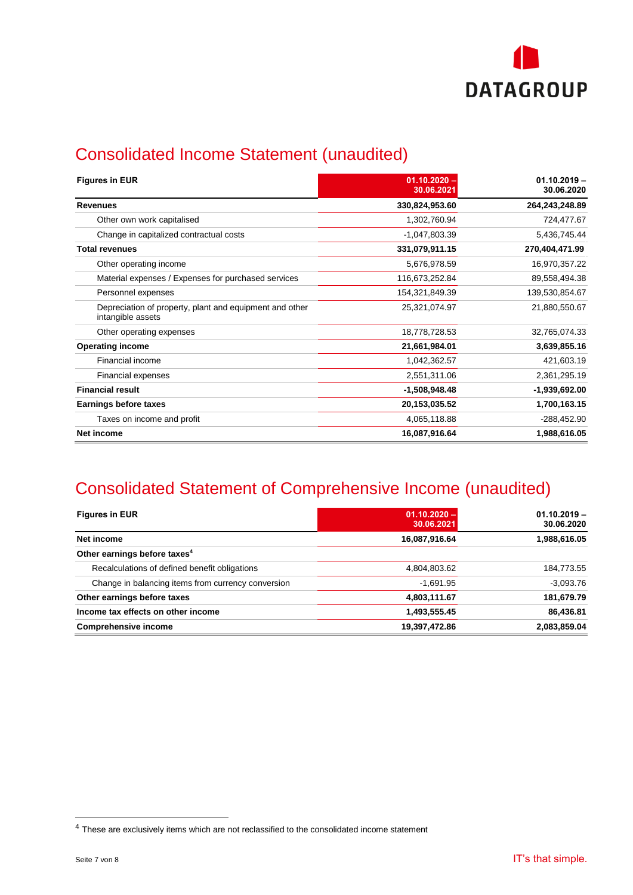# Consolidated Income Statement (unaudited)

| Figures in EUR | 01.10.2020 – 30.06.2021 | 01.10.2019 – 30.06.2020 |
|---|---|---|
| **Revenues** | **330,824,953.60** | **264,243,248.89** |
| Other own work capitalised | 1,302,760.94 | 724,477.67 |
| Change in capitalized contractual costs | -1,047,803.39 | 5,436,745.44 |
| **Total revenues** | **331,079,911.15** | **270,404,471.99** |
| Other operating income | 5,676,978.59 | 16,970,357.22 |
| Material expenses / Expenses for purchased services | 116,673,252.84 | 89,558,494.38 |
| Personnel expenses | 154,321,849.39 | 139,530,854.67 |
| Depreciation of property, plant and equipment and other intangible assets | 25,321,074.97 | 21,880,550.67 |
| Other operating expenses | 18,778,728.53 | 32,765,074.33 |
| **Operating income** | **21,661,984.01** | **3,639,855.16** |
| Financial income | 1,042,362.57 | 421,603.19 |
| Financial expenses | 2,551,311.06 | 2,361,295.19 |
| **Financial result** | **-1,508,948.48** | **-1,939,692.00** |
| **Earnings before taxes** | **20,153,035.52** | **1,700,163.15** |
| Taxes on income and profit | 4,065,118.88 | -288,452.90 |
| **Net income** | **16,087,916.64** | **1,988,616.05** |

# Consolidated Statement of Comprehensive Income (unaudited)

| Figures in EUR | 01.10.2020 – 30.06.2021 | 01.10.2019 – 30.06.2020 |
|---|---|---|
| **Net income** | **16,087,916.64** | **1,988,616.05** |
| **Other earnings before taxes**[4] | | |
| Recalculations of defined benefit obligations | 4,804,803.62 | 184,773.55 |
| Change in balancing items from currency conversion | -1,691.95 | -3,093.76 |
| **Other earnings before taxes** | **4,803,111.67** | **181,679.79** |
| **Income tax effects on other income** | **1,493,555.45** | **86,436.81** |
| **Comprehensive income** | **19,397,472.86** | **2,083,859.04** |

[4] These are exclusively items which are not reclassified to the consolidated income statement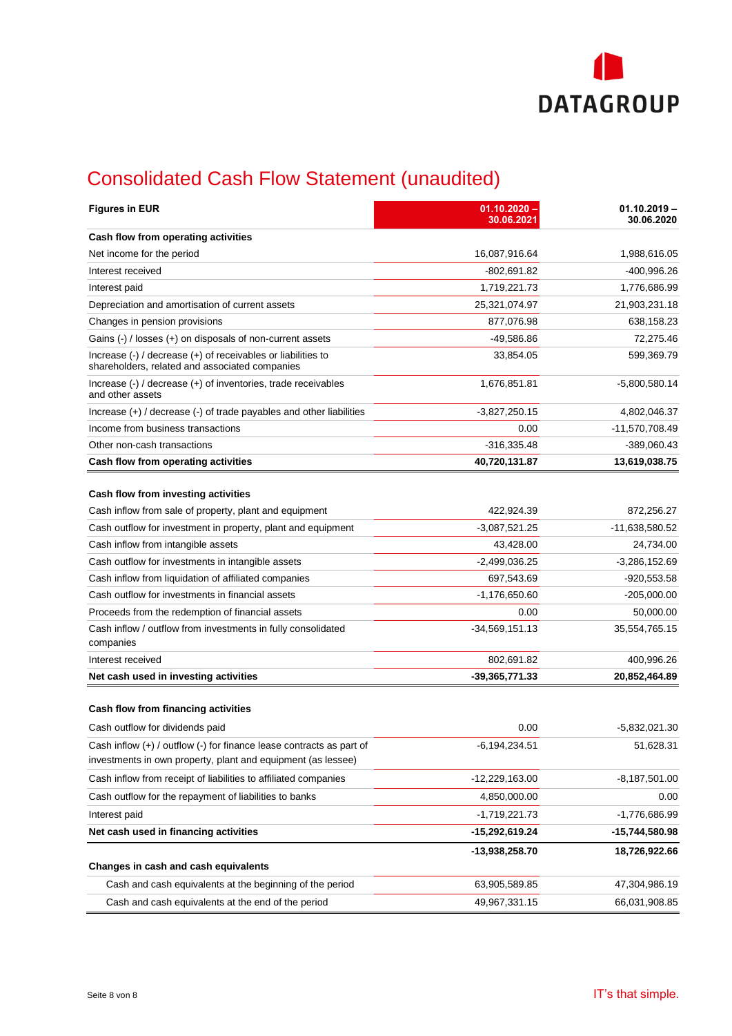# Consolidated Cash Flow Statement (unaudited)

| Figures in EUR | 01.10.2020 – 30.06.2021 | 01.10.2019 – 30.06.2020 |
|---|---|---|
| **Cash flow from operating activities** | | |
| Net income for the period | 16,087,916.64 | 1,988,616.05 |
| Interest received | -802,691.82 | -400,996.26 |
| Interest paid | 1,719,221.73 | 1,776,686.99 |
| Depreciation and amortisation of current assets | 25,321,074.97 | 21,903,231.18 |
| Changes in pension provisions | 877,076.98 | 638,158.23 |
| Gains (-) / losses (+) on disposals of non-current assets | -49,586.86 | 72,275.46 |
| Increase (-) / decrease (+) of receivables or liabilities to shareholders, related and associated companies | 33,854.05 | 599,369.79 |
| Increase (-) / decrease (+) of inventories, trade receivables and other assets | 1,676,851.81 | -5,800,580.14 |
| Increase (+) / decrease (-) of trade payables and other liabilities | -3,827,250.15 | 4,802,046.37 |
| Income from business transactions | 0.00 | -11,570,708.49 |
| Other non-cash transactions | -316,335.48 | -389,060.43 |
| **Cash flow from operating activities** | **40,720,131.87** | **13,619,038.75** |
| | | |
| **Cash flow from investing activities** | | |
| Cash inflow from sale of property, plant and equipment | 422,924.39 | 872,256.27 |
| Cash outflow for investment in property, plant and equipment | -3,087,521.25 | -11,638,580.52 |
| Cash inflow from intangible assets | 43,428.00 | 24,734.00 |
| Cash outflow for investments in intangible assets | -2,499,036.25 | -3,286,152.69 |
| Cash inflow from liquidation of affiliated companies | 697,543.69 | -920,553.58 |
| Cash outflow for investments in financial assets | -1,176,650.60 | -205,000.00 |
| Proceeds from the redemption of financial assets | 0.00 | 50,000.00 |
| Cash inflow / outflow from investments in fully consolidated companies | -34,569,151.13 | 35,554,765.15 |
| Interest received | 802,691.82 | 400,996.26 |
| **Net cash used in investing activities** | **-39,365,771.33** | **20,852,464.89** |
| | | |
| **Cash flow from financing activities** | | |
| Cash outflow for dividends paid | 0.00 | -5,832,021.30 |
| Cash inflow (+) / outflow (-) for finance lease contracts as part of investments in own property, plant and equipment (as lessee) | -6,194,234.51 | 51,628.31 |
| Cash inflow from receipt of liabilities to affiliated companies | -12,229,163.00 | -8,187,501.00 |
| Cash outflow for the repayment of liabilities to banks | 4,850,000.00 | 0.00 |
| Interest paid | -1,719,221.73 | -1,776,686.99 |
| **Net cash used in financing activities** | **-15,292,619.24** | **-15,744,580.98** |
| | **-13,938,258.70** | **18,726,922.66** |
| **Changes in cash and cash equivalents** | | |
| Cash and cash equivalents at the beginning of the period | 63,905,589.85 | 47,304,986.19 |
| Cash and cash equivalents at the end of the period | 49,967,331.15 | 66,031,908.85 |

IT's that simple.